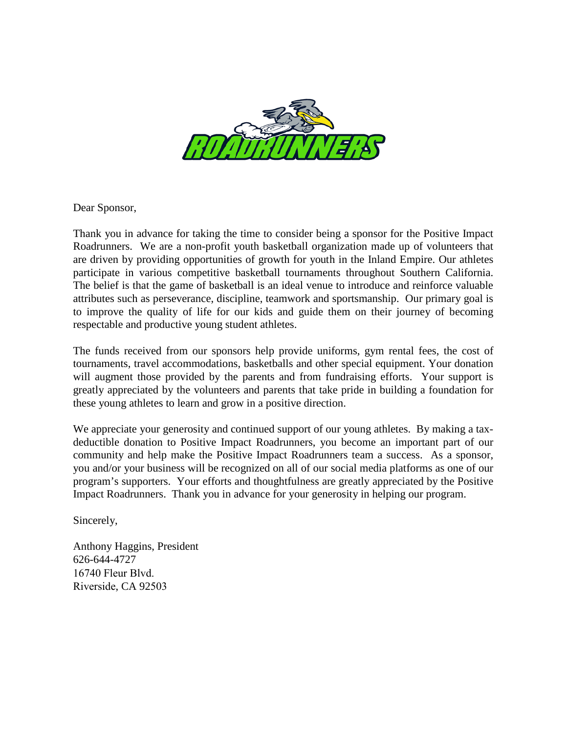Dear Sponsor,

Thank you in advance for taking the time to consider being a sponsor for the Positive Impact Roadrunners. We are a non-profit youth basketball organization made up of volunteers that are driven by providing opportunities of growth for youth in the Inland Empire. Our athletes participate in various competitive basketball tournaments throughout Southern California. The belief is that the game of basketball is an ideal venue to introduce and reinforce valuable attributes such as perseverance, discipline, teamwork and sportsmanship. Our primary goal is to improve the quality of life for our kids and guide them on their journey of becoming respectable and productive young student athletes.

The funds received from our sponsors help provide uniforms, gym rental fees, the cost of tournaments, travel accommodations, basketballs and other special equipment. Your donation will augment those provided by the parents and from fundraising efforts. Your support is greatly appreciated by the volunteers and parents that take pride in building a foundation for these young athletes to learn and grow in a positive direction.

We appreciate your generosity and continued support of our young athletes. By making a tax-deductible donation to Positive Impact Roadrunners, you become an important part of our community and help make the Positive Impact Roadrunners team a success. As a sponsor, you and/or your business will be recognized on all of our social media platforms as one of our program's supporters. Your efforts and thoughtfulness are greatly appreciated by the Positive Impact Roadrunners. Thank you in advance for your generosity in helping our program.

Sincerely,

Anthony Haggins, President
626-644-4727
16740 Fleur Blvd.
Riverside, CA 92503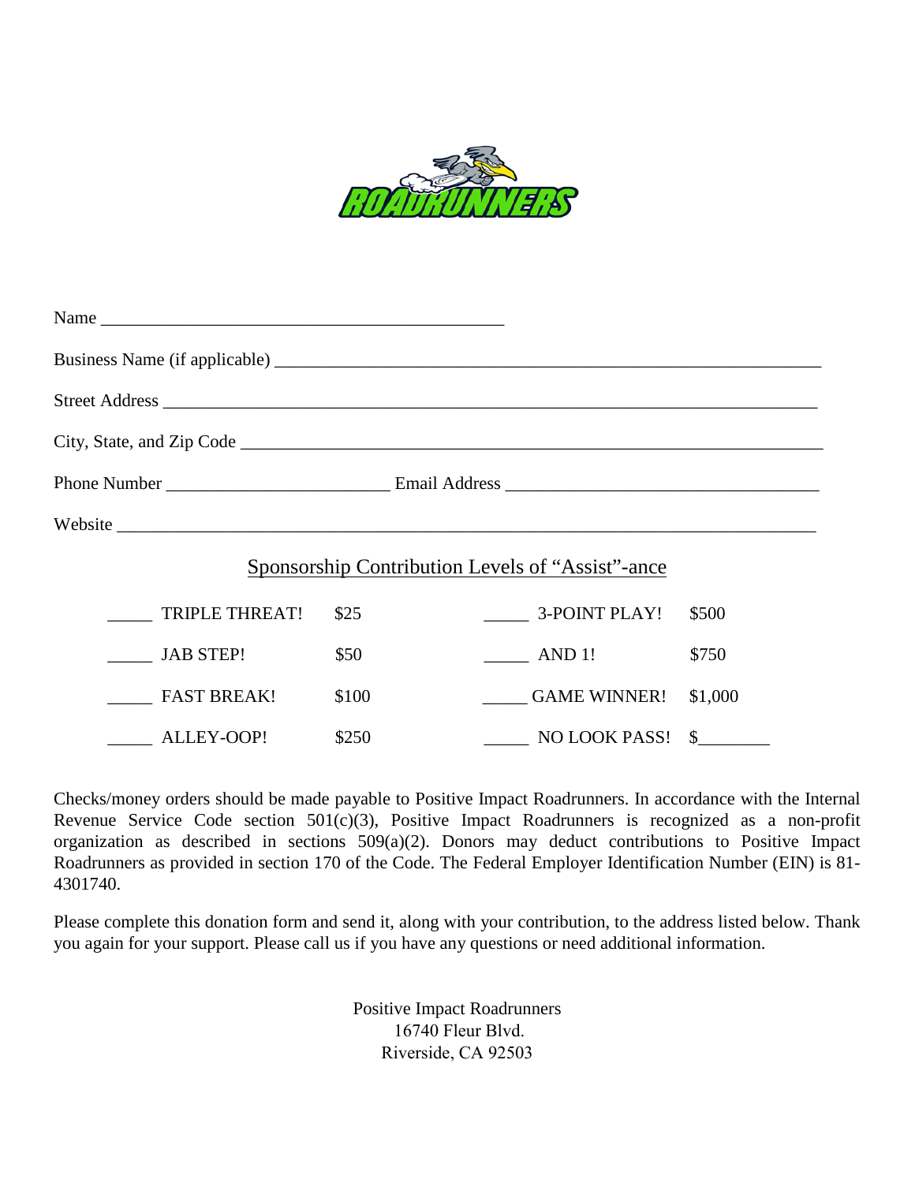Name ______________________________________________

Business Name (if applicable) ______________________________________________________________

Street Address ___________________________________________________________________________

City, State, and Zip Code _________________________________________________________________

Phone Number _________________________ Email Address ____________________________________

Website ___________________________________________________________________________________

## Sponsorship Contribution Levels of "Assist"-ance

| | | | | | |
|---|---|---|---|---|---|
| _____ | TRIPLE THREAT! | $25 | _____ | 3-POINT PLAY! | $500 |
| _____ | JAB STEP! | $50 | _____ | AND 1! | $750 |
| _____ | FAST BREAK! | $100 | _____ | GAME WINNER! | $1,000 |
| _____ | ALLEY-OOP! | $250 | _____ | NO LOOK PASS! | $________ |

Checks/money orders should be made payable to Positive Impact Roadrunners. In accordance with the Internal Revenue Service Code section 501(c)(3), Positive Impact Roadrunners is recognized as a non-profit organization as described in sections 509(a)(2). Donors may deduct contributions to Positive Impact Roadrunners as provided in section 170 of the Code. The Federal Employer Identification Number (EIN) is 81-4301740.

Please complete this donation form and send it, along with your contribution, to the address listed below. Thank you again for your support. Please call us if you have any questions or need additional information.

Positive Impact Roadrunners
16740 Fleur Blvd.
Riverside, CA 92503